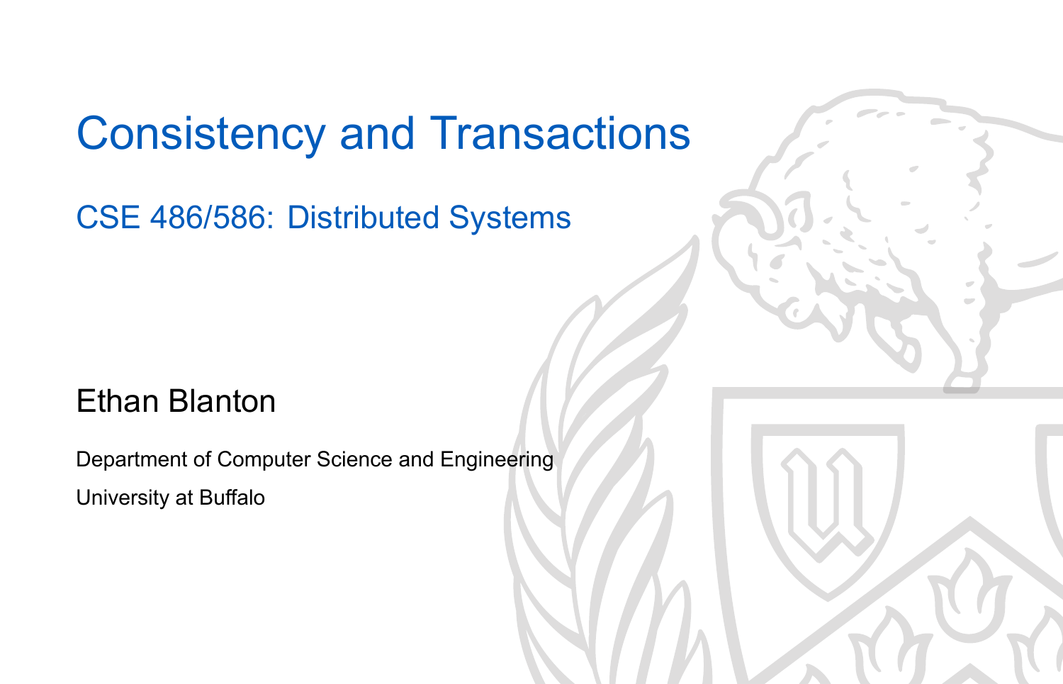# Consistency and Transactions

## CSE 486/586: Distributed Systems

Ethan Blanton

Department of Computer Science and Engineering

University at Buffalo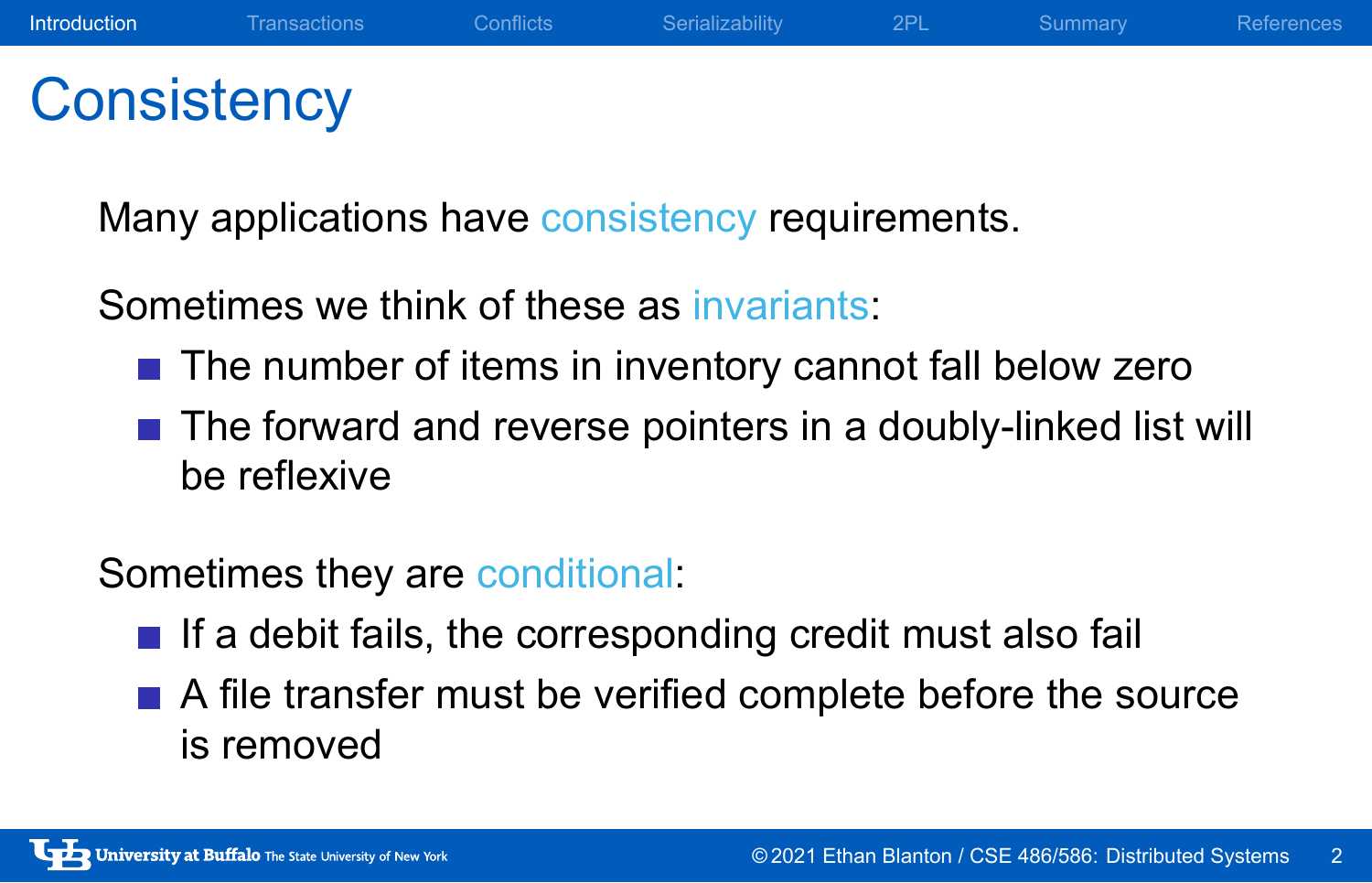# Consistency

Many applications have consistency requirements.

Sometimes we think of these as invariants:

- The number of items in inventory cannot fall below zero
- The forward and reverse pointers in a doubly-linked list will be reflexive

Sometimes they are conditional:

- If a debit fails, the corresponding credit must also fail
- A file transfer must be verified complete before the source is removed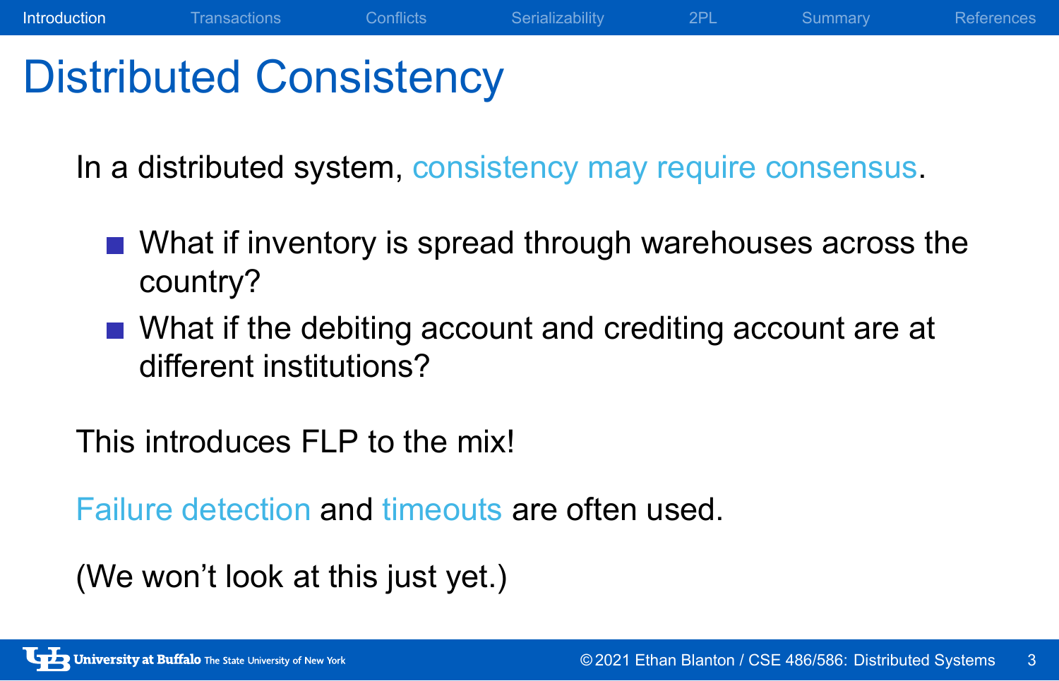# Distributed Consistency

In a distributed system, consistency may require consensus.

- What if inventory is spread through warehouses across the country?
- What if the debiting account and crediting account are at different institutions?

This introduces FLP to the mix!

Failure detection and timeouts are often used.

(We won't look at this just yet.)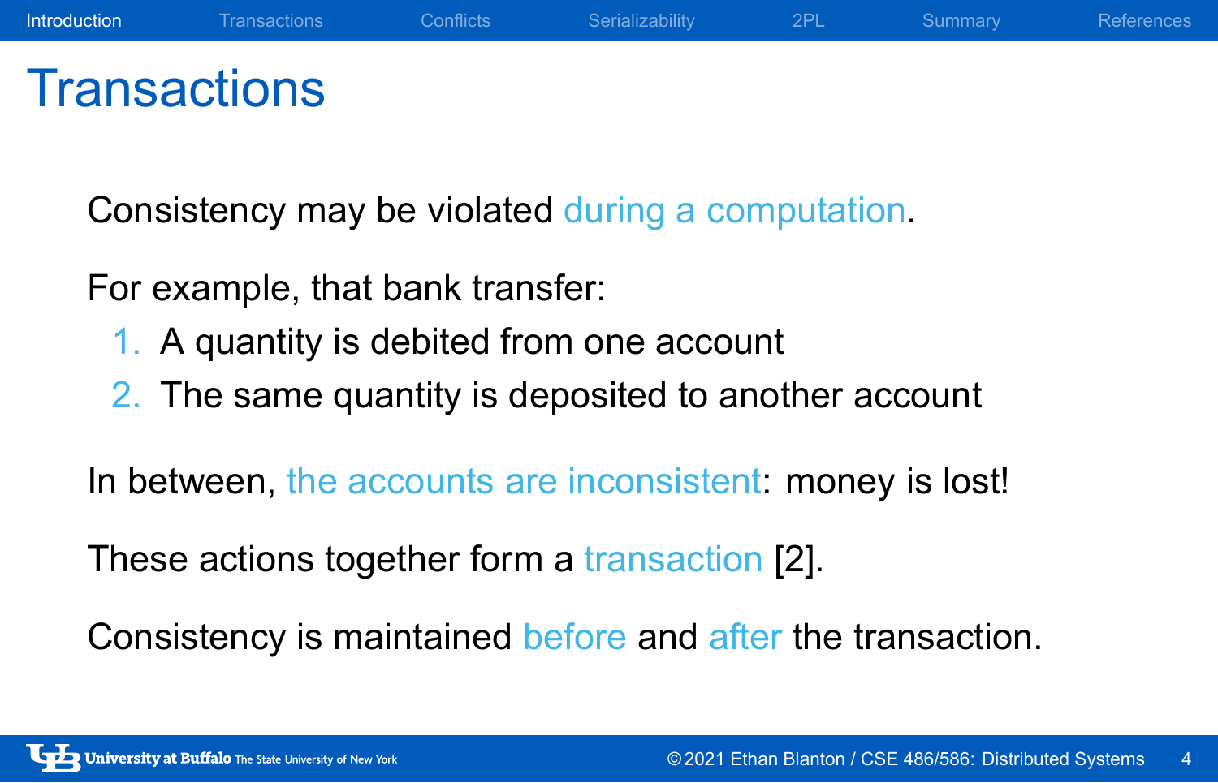# Transactions

Consistency may be violated during a computation.

For example, that bank transfer:

1. A quantity is debited from one account
2. The same quantity is deposited to another account

In between, the accounts are inconsistent: money is lost!

These actions together form a transaction [2].

Consistency is maintained before and after the transaction.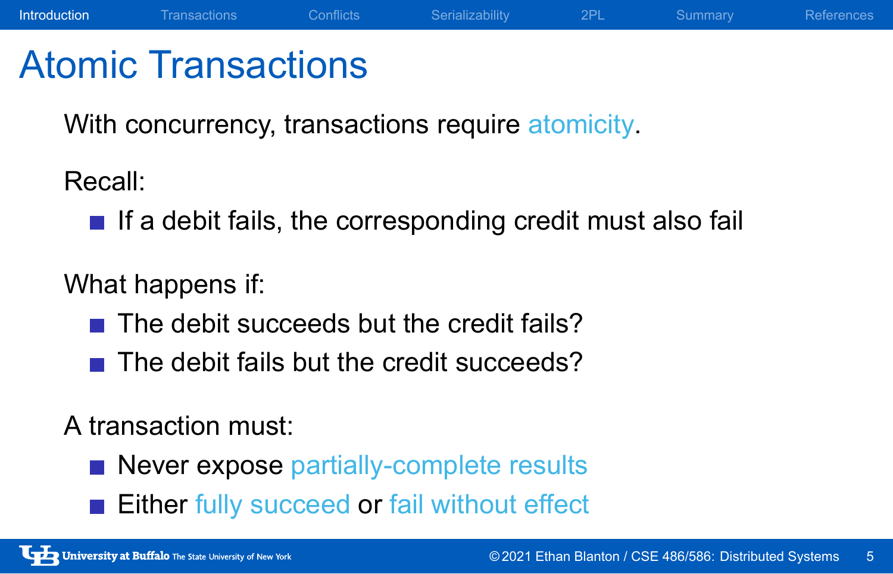# Atomic Transactions

With concurrency, transactions require atomicity.

Recall:

- If a debit fails, the corresponding credit must also fail

What happens if:

- The debit succeeds but the credit fails?
- The debit fails but the credit succeeds?

A transaction must:

- Never expose partially-complete results
- Either fully succeed or fail without effect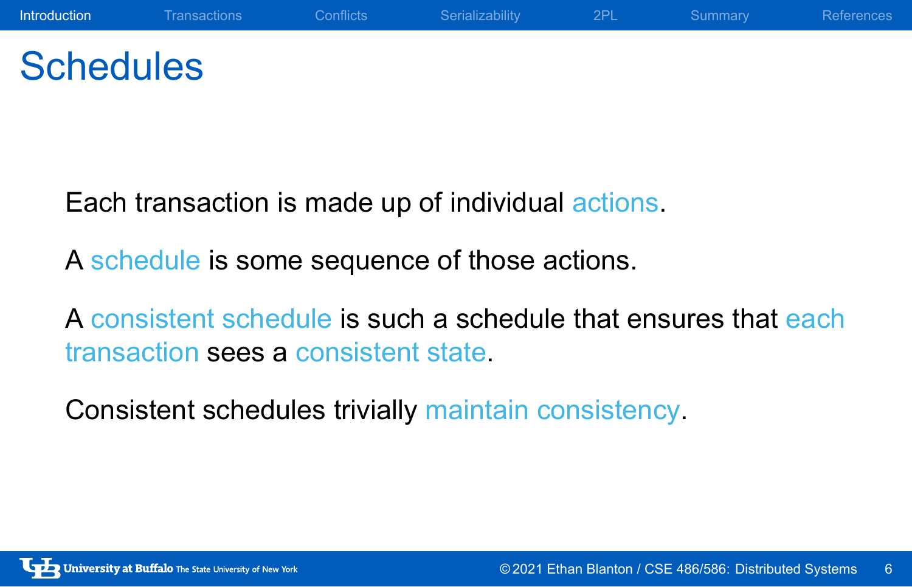# Schedules

Each transaction is made up of individual actions.

A schedule is some sequence of those actions.

A consistent schedule is such a schedule that ensures that each transaction sees a consistent state.

Consistent schedules trivially maintain consistency.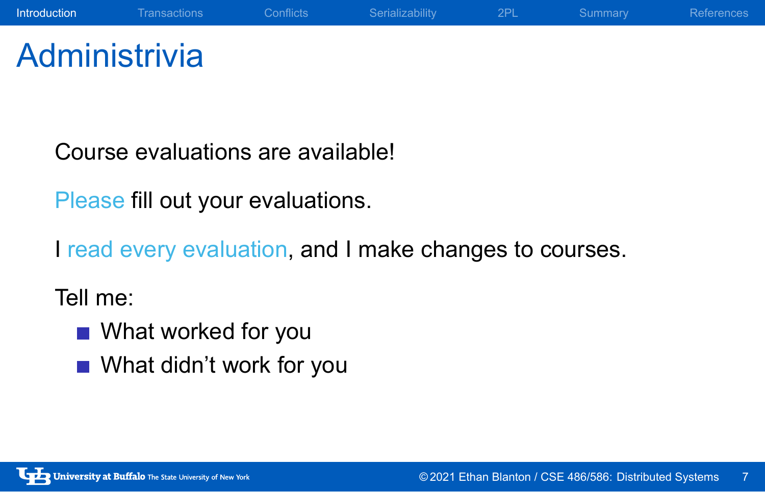# Administrivia

Course evaluations are available!

Please fill out your evaluations.

I read every evaluation, and I make changes to courses.

Tell me:

- What worked for you
- What didn't work for you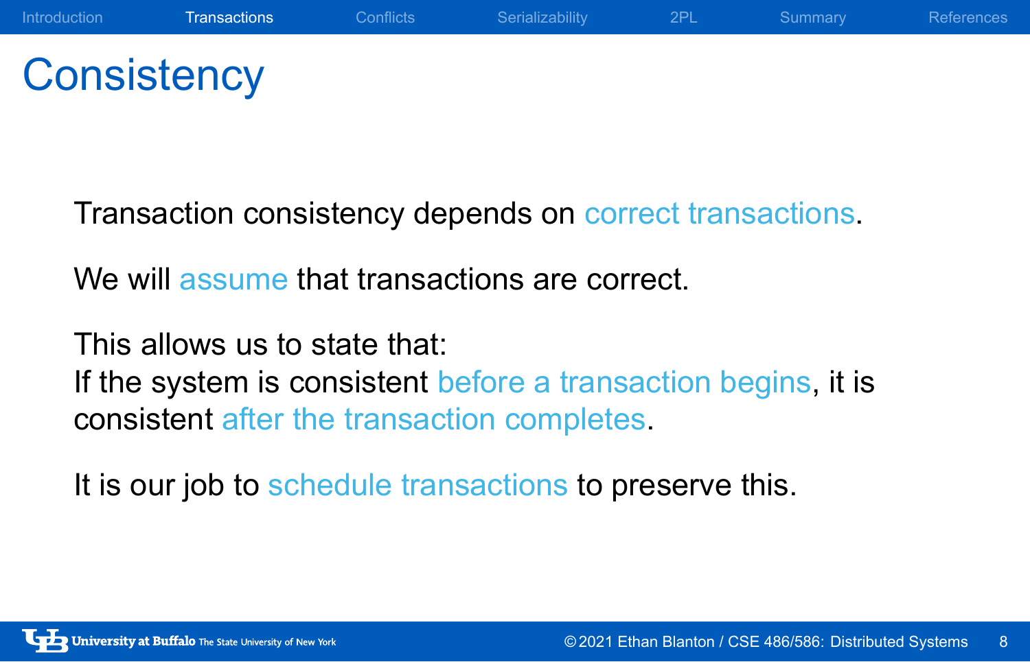# Consistency

Transaction consistency depends on correct transactions.

We will assume that transactions are correct.

This allows us to state that:
If the system is consistent before a transaction begins, it is consistent after the transaction completes.

It is our job to schedule transactions to preserve this.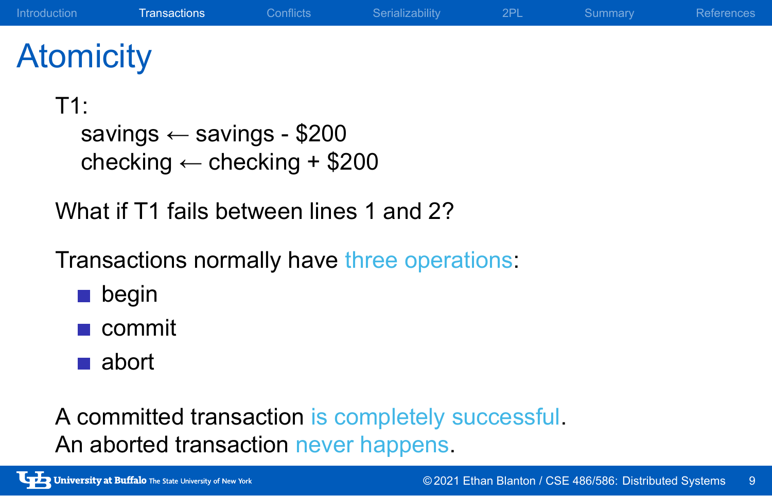# Atomicity

T1:
  savings ← savings - $200
  checking ← checking + $200

What if T1 fails between lines 1 and 2?

Transactions normally have three operations:

- begin
- commit
- abort

A committed transaction is completely successful.
An aborted transaction never happens.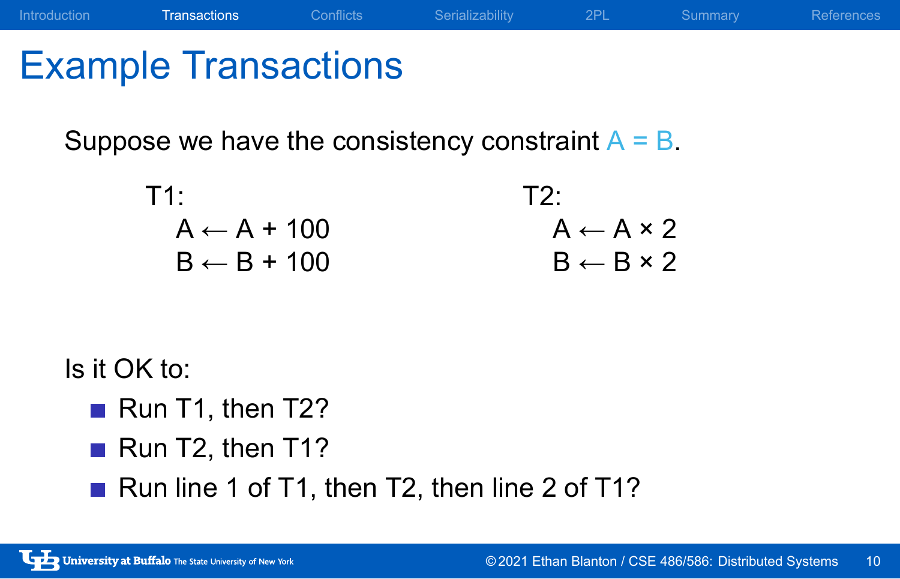# Example Transactions

Suppose we have the consistency constraint $A = B$.

T1:

$A \leftarrow A + 100$
$B \leftarrow B + 100$

T2:

$A \leftarrow A \times 2$
$B \leftarrow B \times 2$

Is it OK to:

- Run T1, then T2?
- Run T2, then T1?
- Run line 1 of T1, then T2, then line 2 of T1?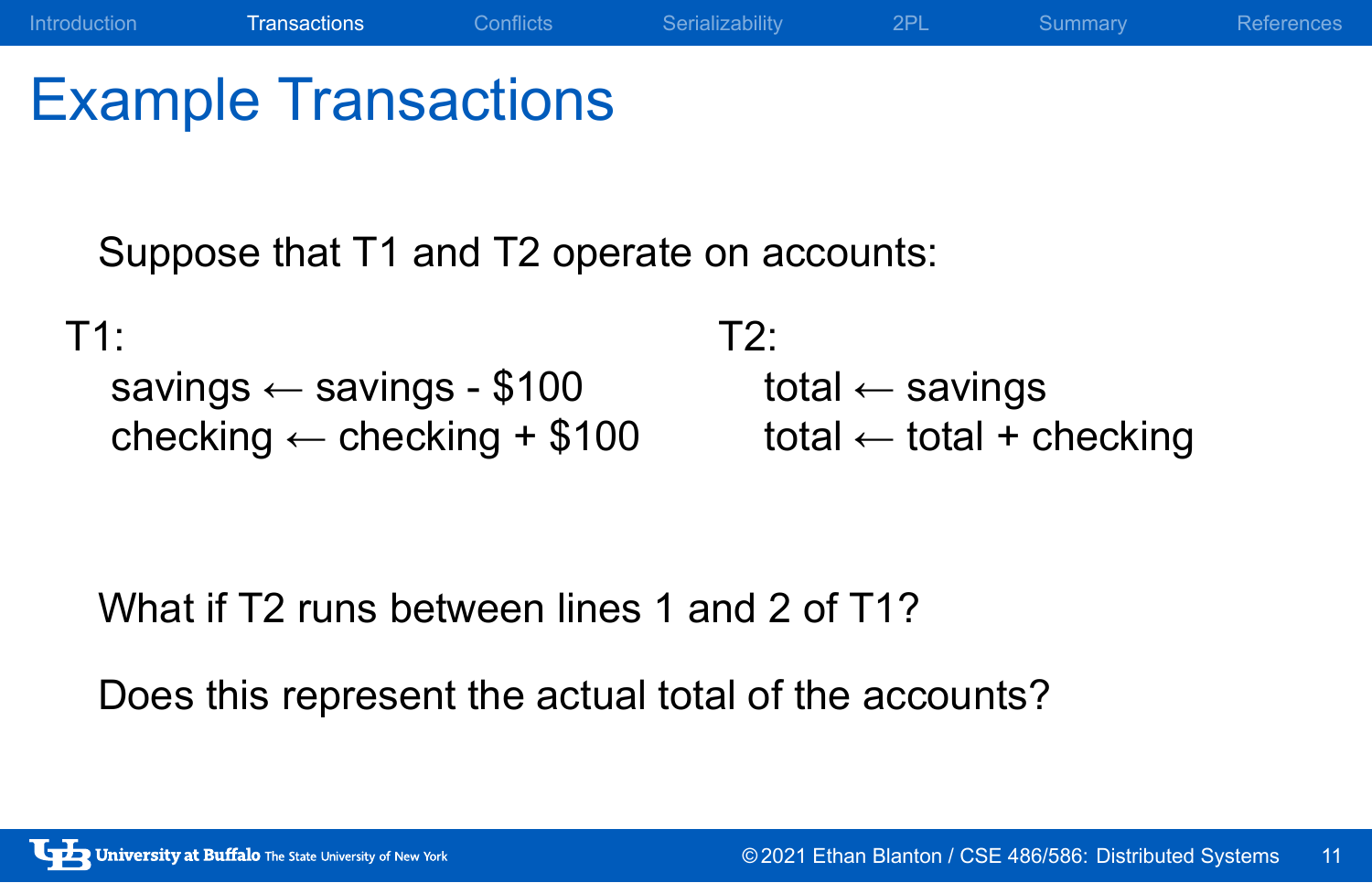# Example Transactions

Suppose that T1 and T2 operate on accounts:

T1:

savings ← savings - $100
checking ← checking + $100

T2:

total ← savings
total ← total + checking

What if T2 runs between lines 1 and 2 of T1?

Does this represent the actual total of the accounts?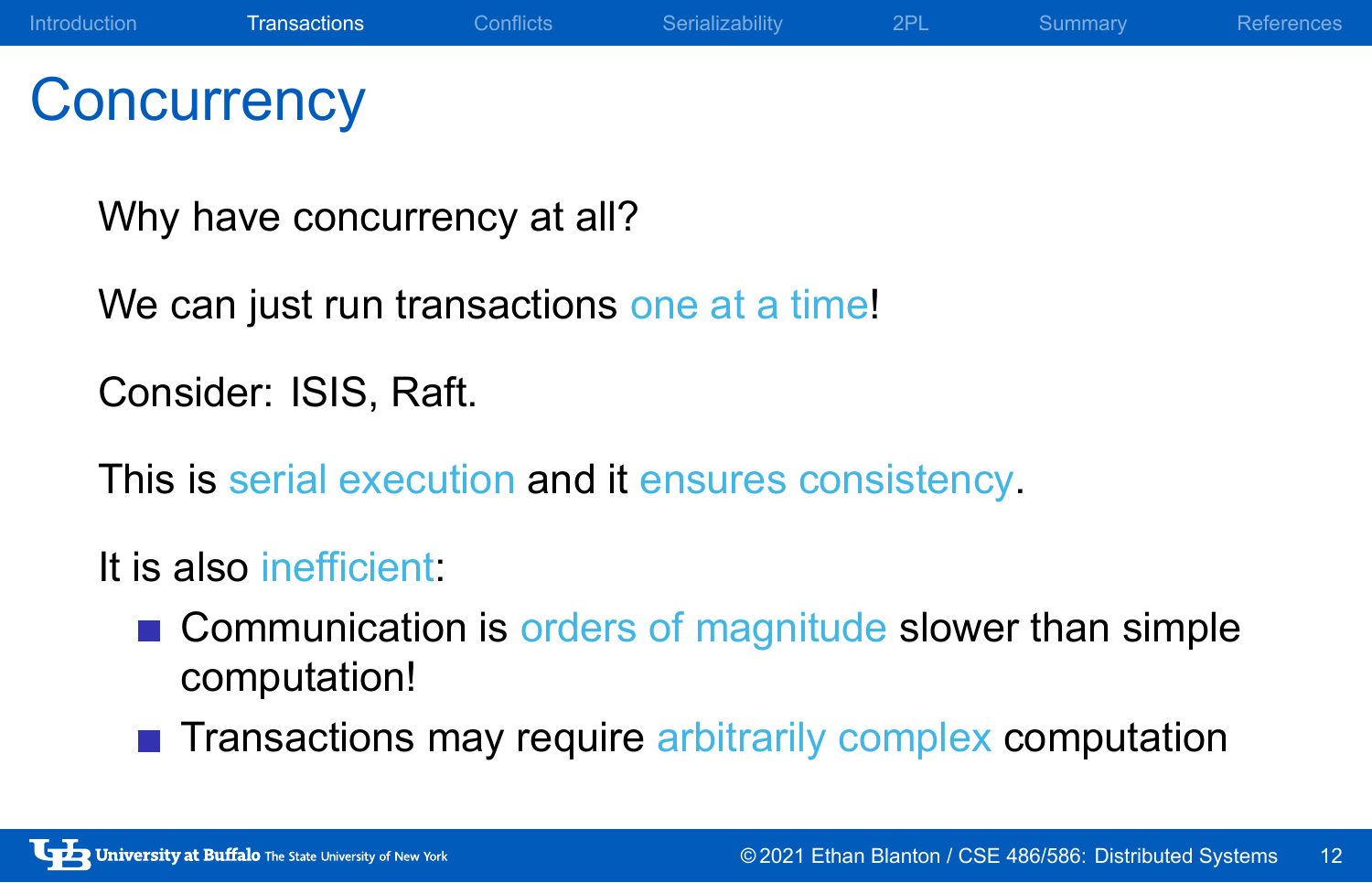# Concurrency

Why have concurrency at all?

We can just run transactions one at a time!

Consider: ISIS, Raft.

This is serial execution and it ensures consistency.

It is also inefficient:

- Communication is orders of magnitude slower than simple computation!
- Transactions may require arbitrarily complex computation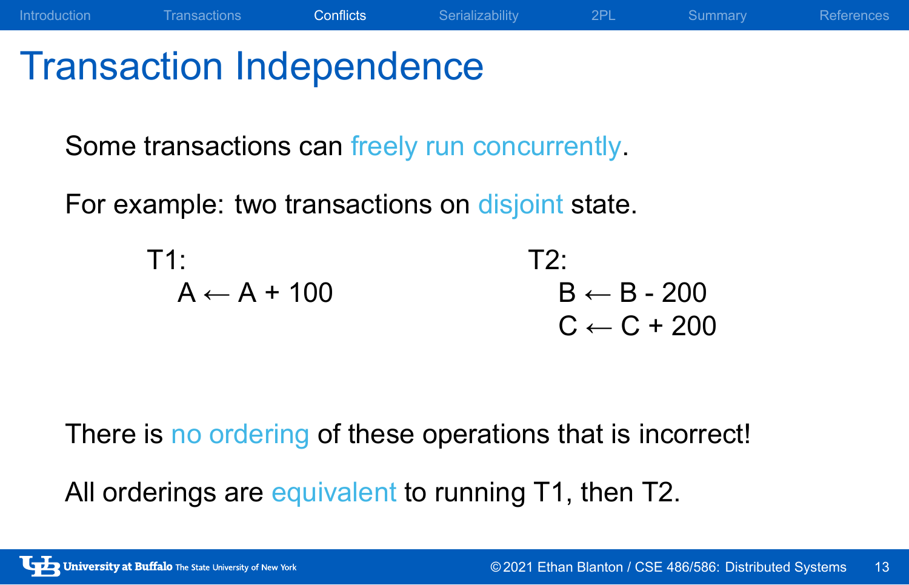# Transaction Independence

Some transactions can freely run concurrently.

For example: two transactions on disjoint state.

T1:
$A \leftarrow A + 100$

T2:
$B \leftarrow B - 200$
$C \leftarrow C + 200$

There is no ordering of these operations that is incorrect!

All orderings are equivalent to running T1, then T2.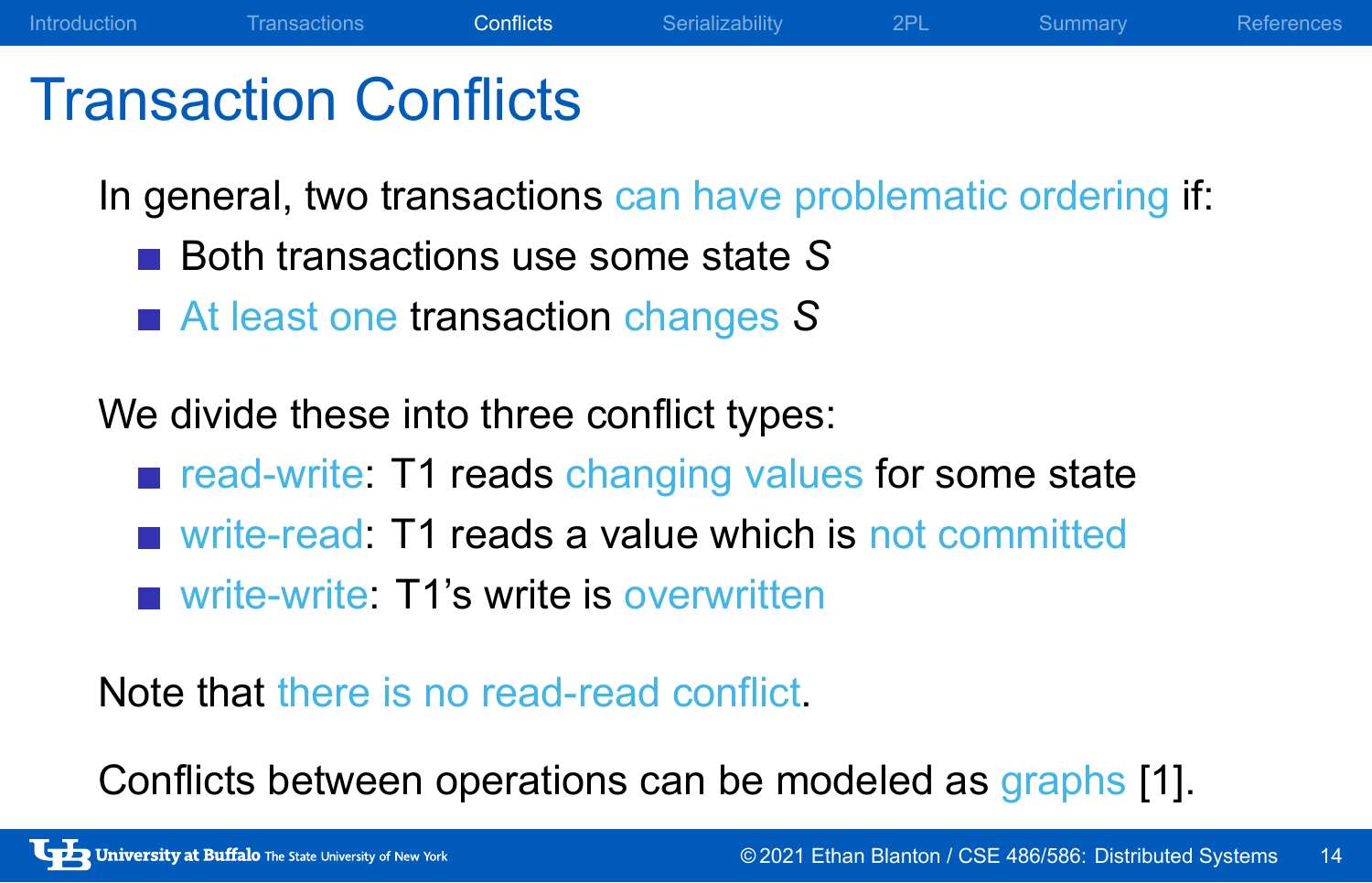# Transaction Conflicts

In general, two transactions can have problematic ordering if:

- Both transactions use some state *S*
- At least one transaction changes *S*

We divide these into three conflict types:

- read-write: T1 reads changing values for some state
- write-read: T1 reads a value which is not committed
- write-write: T1's write is overwritten

Note that there is no read-read conflict.

Conflicts between operations can be modeled as graphs [1].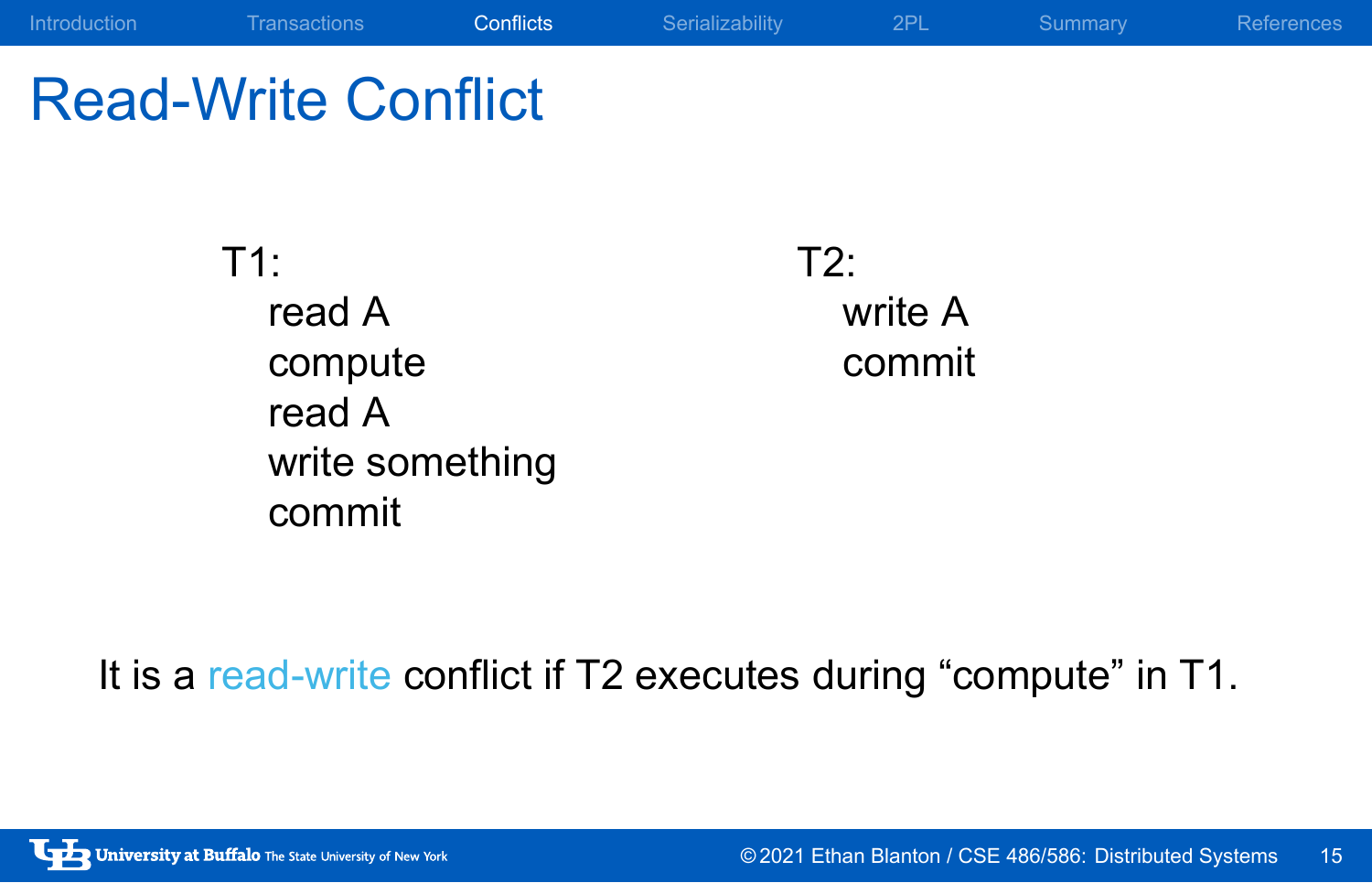# Read-Write Conflict

T1:
- read A
- compute
- read A
- write something
- commit

T2:
- write A
- commit

It is a read-write conflict if T2 executes during "compute" in T1.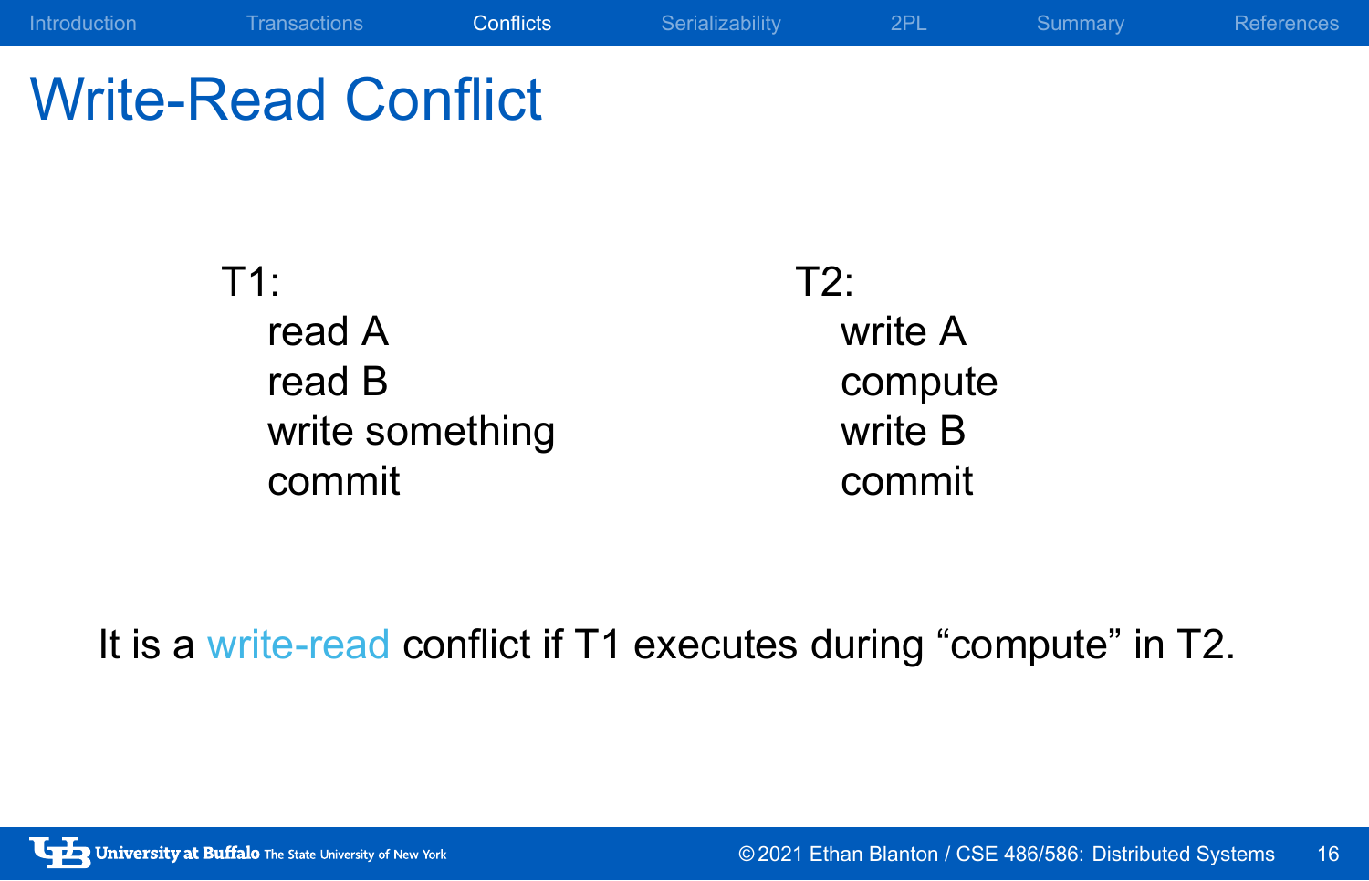# Write-Read Conflict

T1:
- read A
- read B
- write something
- commit

T2:
- write A
- compute
- write B
- commit

It is a write-read conflict if T1 executes during “compute” in T2.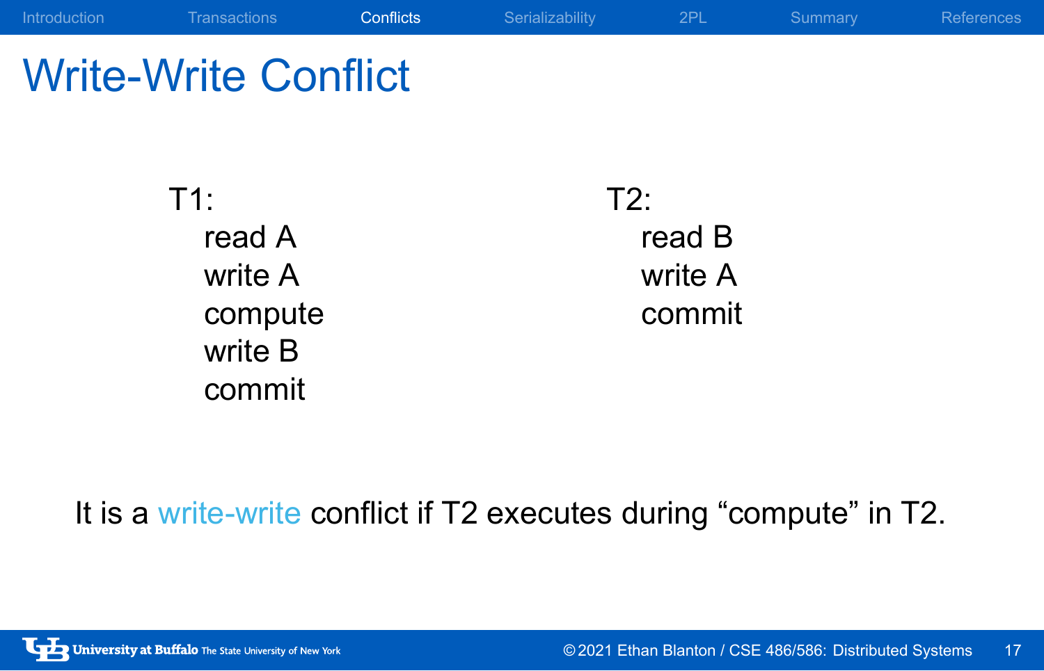# Write-Write Conflict

T1:
- read A
- write A
- compute
- write B
- commit

T2:
- read B
- write A
- commit

It is a write-write conflict if T2 executes during “compute” in T2.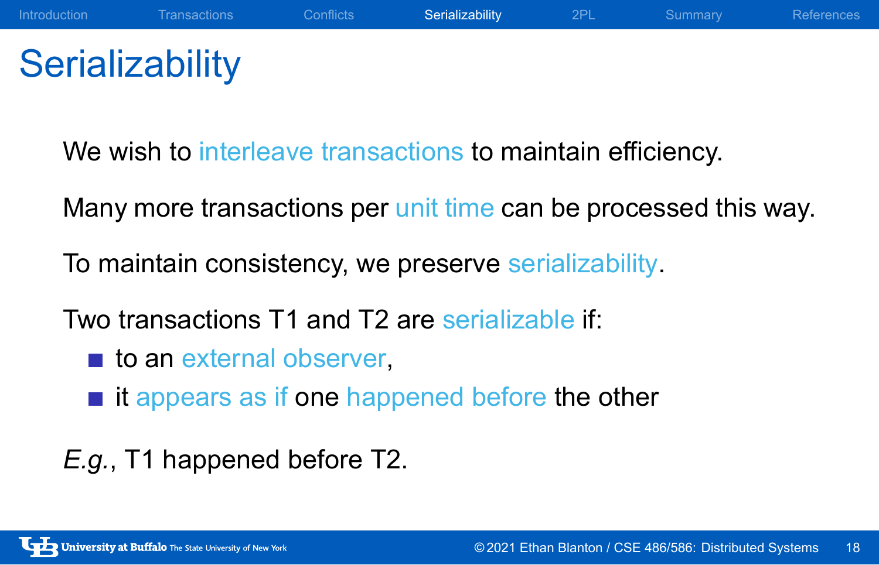# Serializability

We wish to interleave transactions to maintain efficiency.

Many more transactions per unit time can be processed this way.

To maintain consistency, we preserve serializability.

Two transactions T1 and T2 are serializable if:

- to an external observer,
- it appears as if one happened before the other

*E.g.*, T1 happened before T2.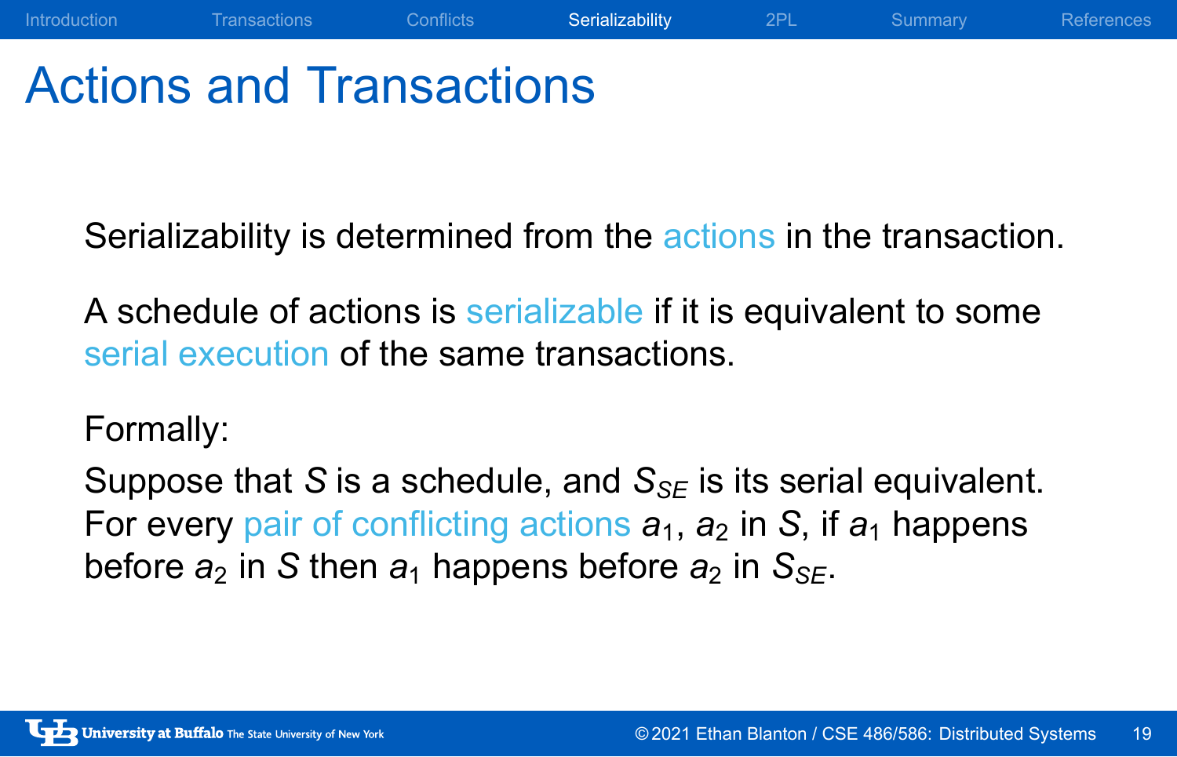# Actions and Transactions

Serializability is determined from the actions in the transaction.

A schedule of actions is serializable if it is equivalent to some serial execution of the same transactions.

Formally:

Suppose that $S$ is a schedule, and $S_{SE}$ is its serial equivalent. For every pair of conflicting actions $a_1$, $a_2$ in $S$, if $a_1$ happens before $a_2$ in $S$ then $a_1$ happens before $a_2$ in $S_{SE}$.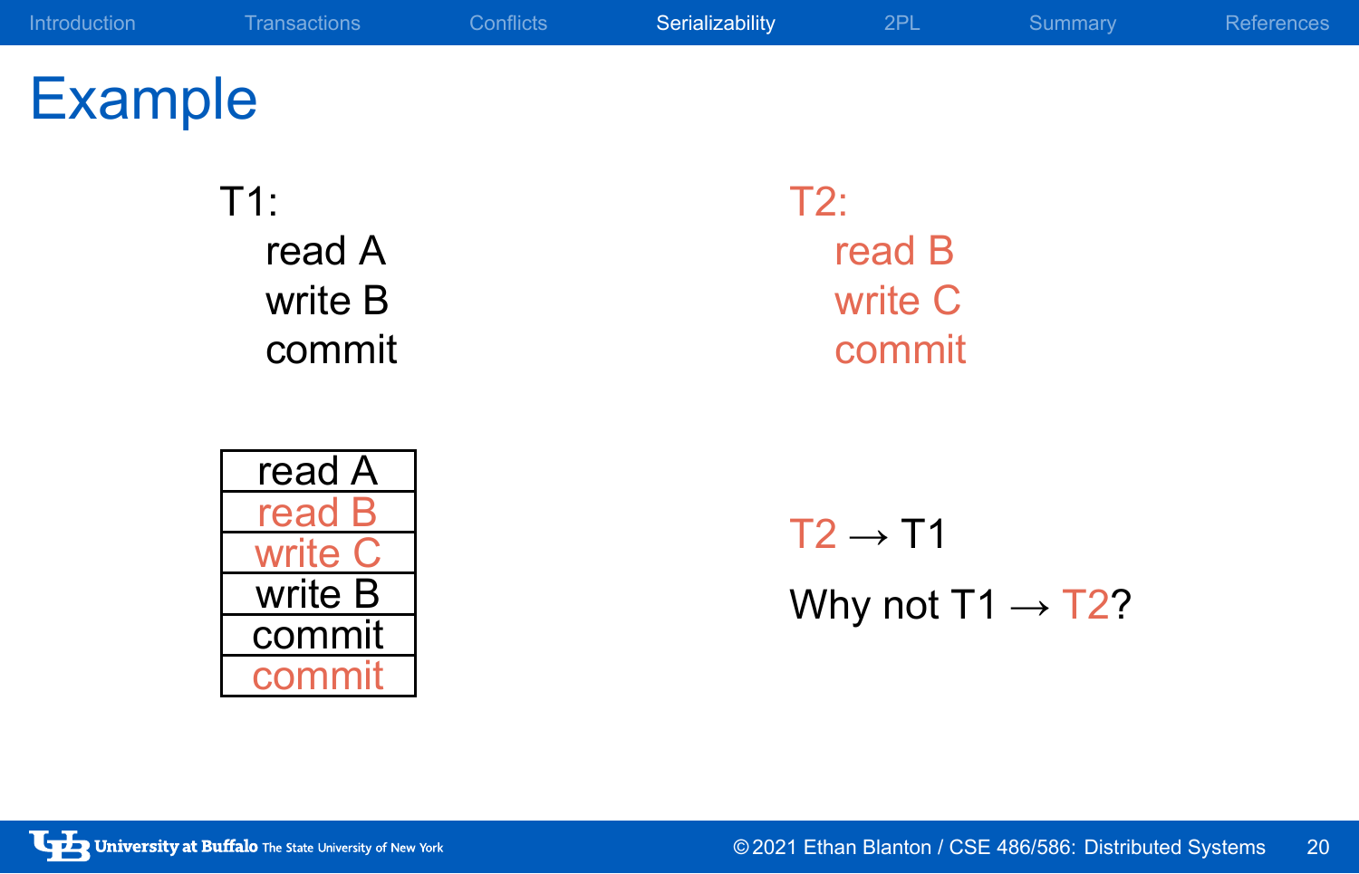# Example

T1:

```
read A
write B
commit
```

T2:

```
read B
write C
commit
```

| read A |
| --- |
| read B |
| write C |
| write B |
| commit |
| commit |

T2 → T1

Why not T1 → T2?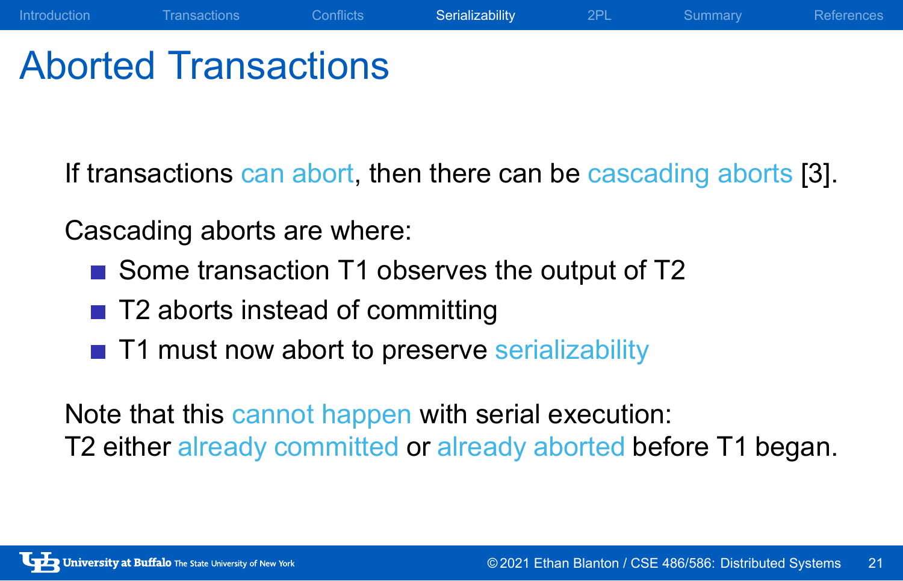# Aborted Transactions

If transactions can abort, then there can be cascading aborts [3].

Cascading aborts are where:

- Some transaction T1 observes the output of T2
- T2 aborts instead of committing
- T1 must now abort to preserve serializability

Note that this cannot happen with serial execution:
T2 either already committed or already aborted before T1 began.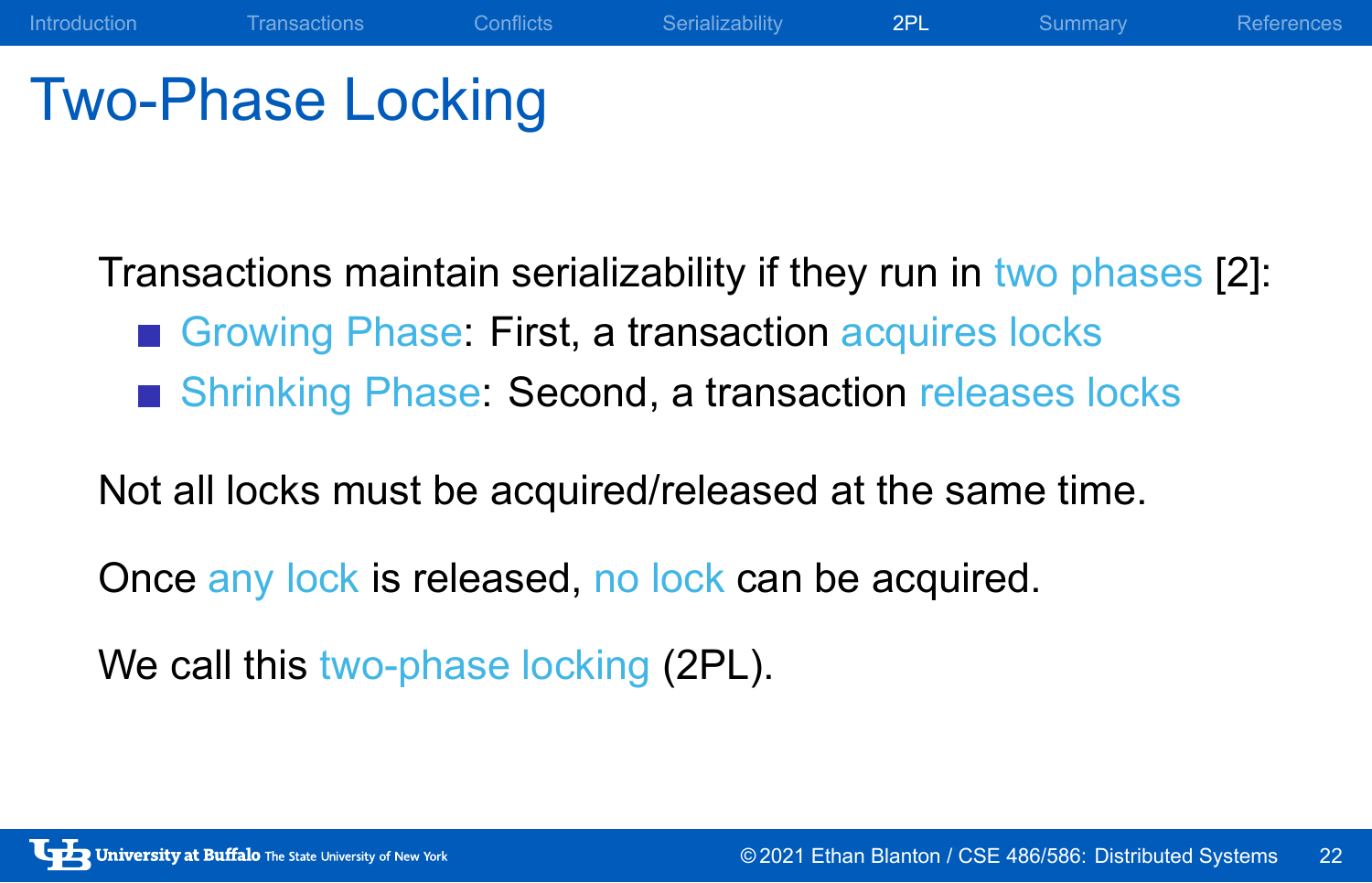# Two-Phase Locking

Transactions maintain serializability if they run in two phases [2]:

- Growing Phase: First, a transaction acquires locks
- Shrinking Phase: Second, a transaction releases locks

Not all locks must be acquired/released at the same time.

Once any lock is released, no lock can be acquired.

We call this two-phase locking (2PL).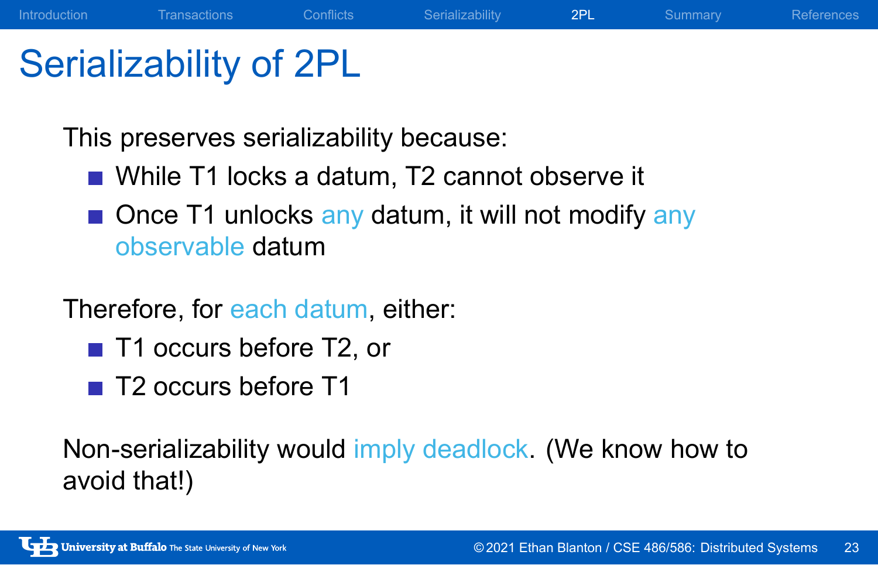# Serializability of 2PL

This preserves serializability because:

- While T1 locks a datum, T2 cannot observe it
- Once T1 unlocks any datum, it will not modify any observable datum

Therefore, for each datum, either:

- T1 occurs before T2, or
- T2 occurs before T1

Non-serializability would imply deadlock. (We know how to avoid that!)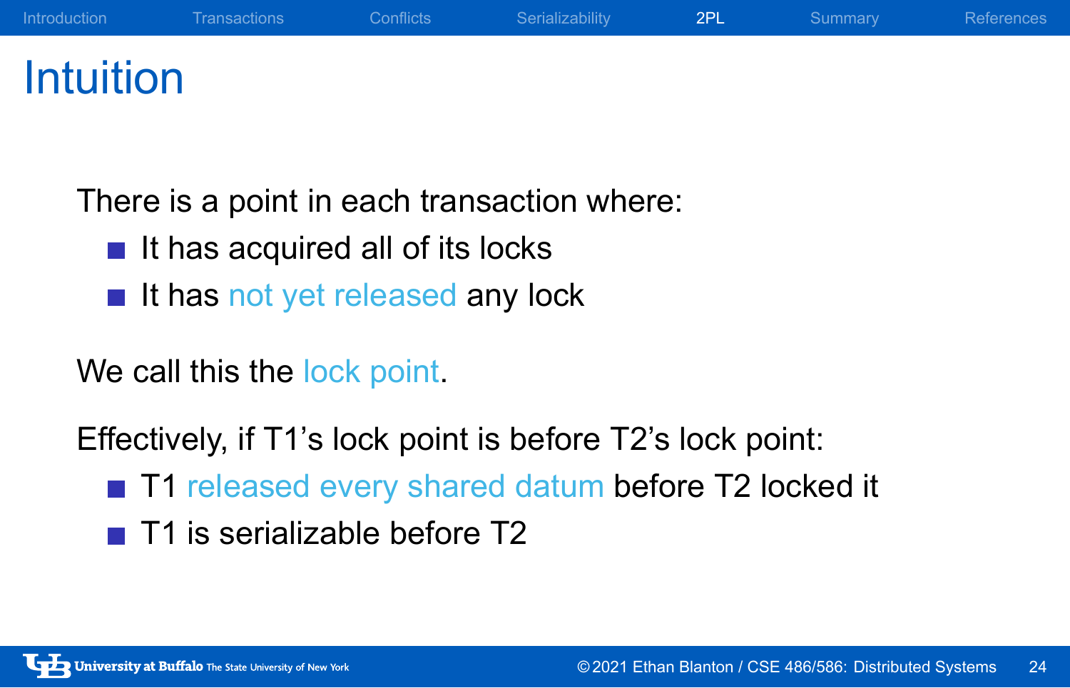# Intuition

There is a point in each transaction where:

- It has acquired all of its locks
- It has not yet released any lock

We call this the lock point.

Effectively, if T1's lock point is before T2's lock point:

- T1 released every shared datum before T2 locked it
- T1 is serializable before T2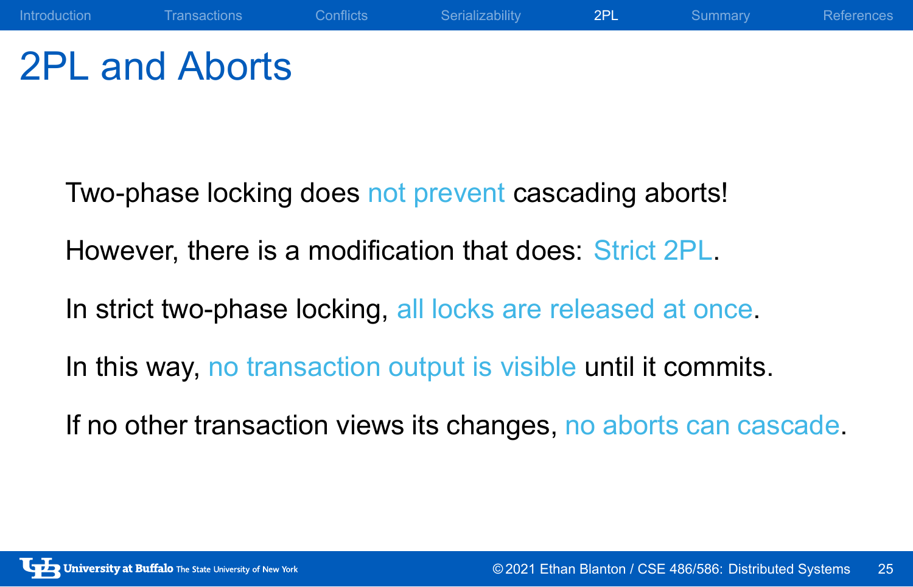# 2PL and Aborts

Two-phase locking does not prevent cascading aborts!

However, there is a modification that does: Strict 2PL.

In strict two-phase locking, all locks are released at once.

In this way, no transaction output is visible until it commits.

If no other transaction views its changes, no aborts can cascade.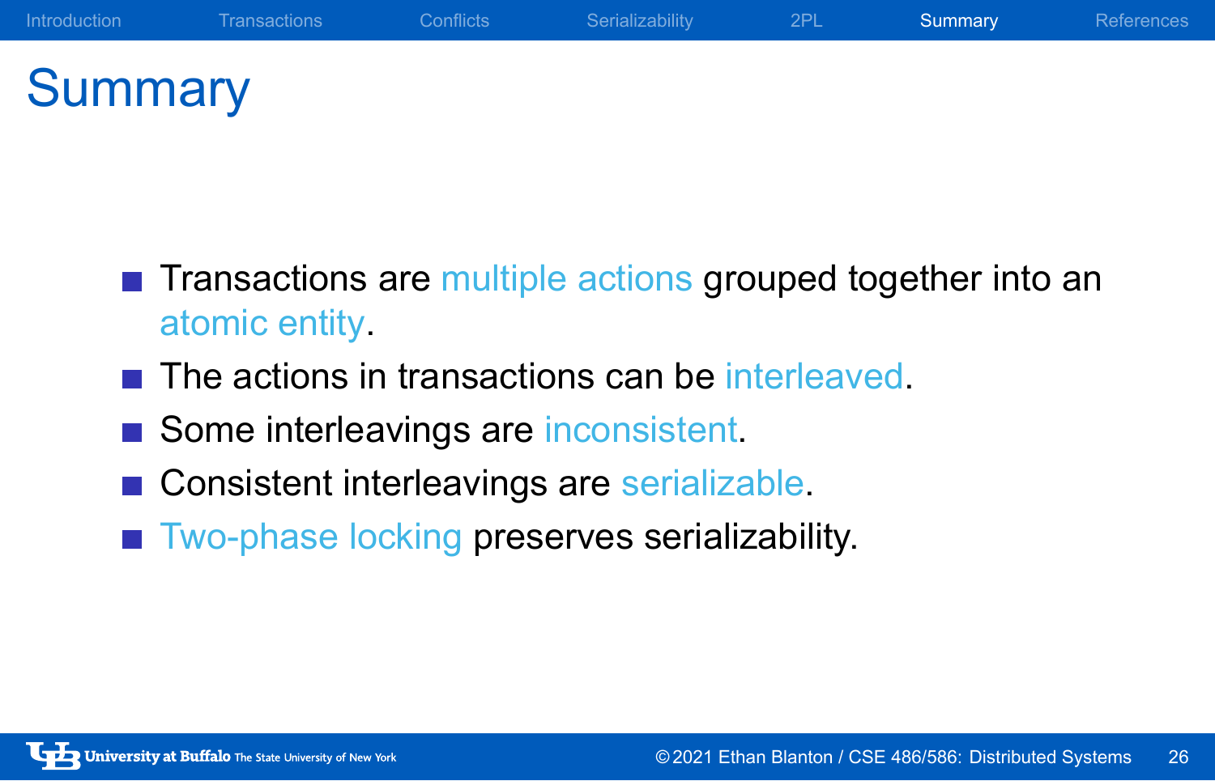# Summary

- Transactions are multiple actions grouped together into an atomic entity.
- The actions in transactions can be interleaved.
- Some interleavings are inconsistent.
- Consistent interleavings are serializable.
- Two-phase locking preserves serializability.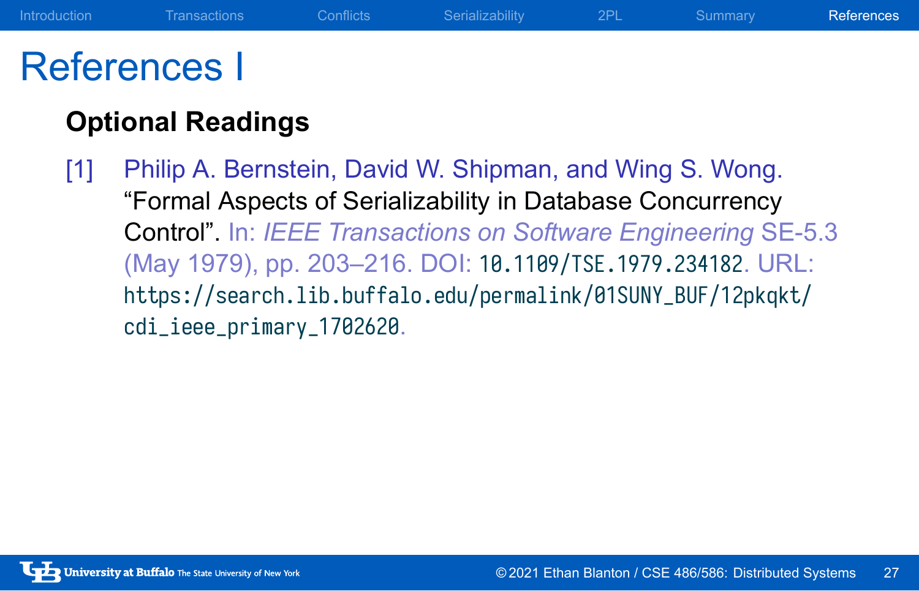# References I

### Optional Readings

[1] Philip A. Bernstein, David W. Shipman, and Wing S. Wong. "Formal Aspects of Serializability in Database Concurrency Control". In: *IEEE Transactions on Software Engineering* SE-5.3 (May 1979), pp. 203–216. DOI: 10.1109/TSE.1979.234182. URL: https://search.lib.buffalo.edu/permalink/01SUNY_BUF/12pkqkt/cdi_ieee_primary_1702620.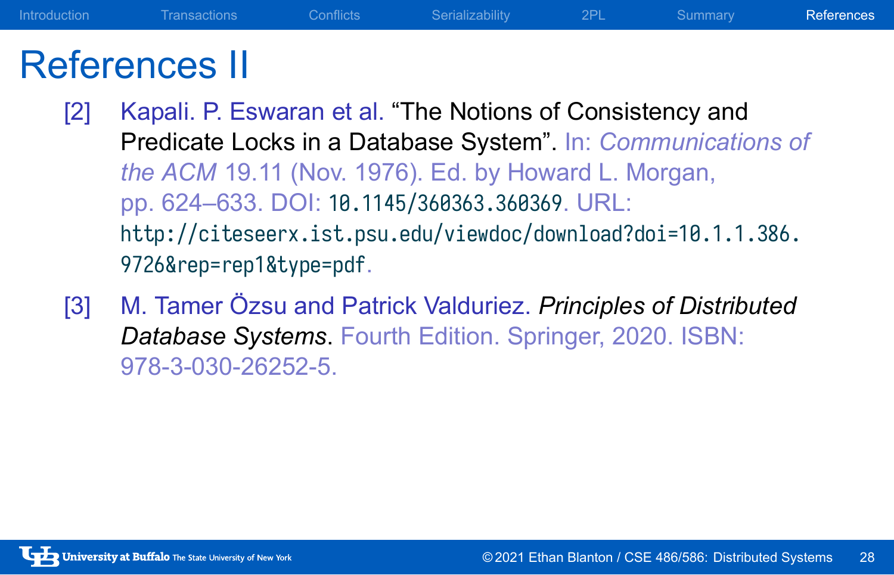# References II

[2] Kapali. P. Eswaran et al. "The Notions of Consistency and Predicate Locks in a Database System". In: *Communications of the ACM* 19.11 (Nov. 1976). Ed. by Howard L. Morgan, pp. 624–633. DOI: 10.1145/360363.360369. URL: http://citeseerx.ist.psu.edu/viewdoc/download?doi=10.1.1.386.9726&rep=rep1&type=pdf.

[3] M. Tamer Özsu and Patrick Valduriez. *Principles of Distributed Database Systems*. Fourth Edition. Springer, 2020. ISBN: 978-3-030-26252-5.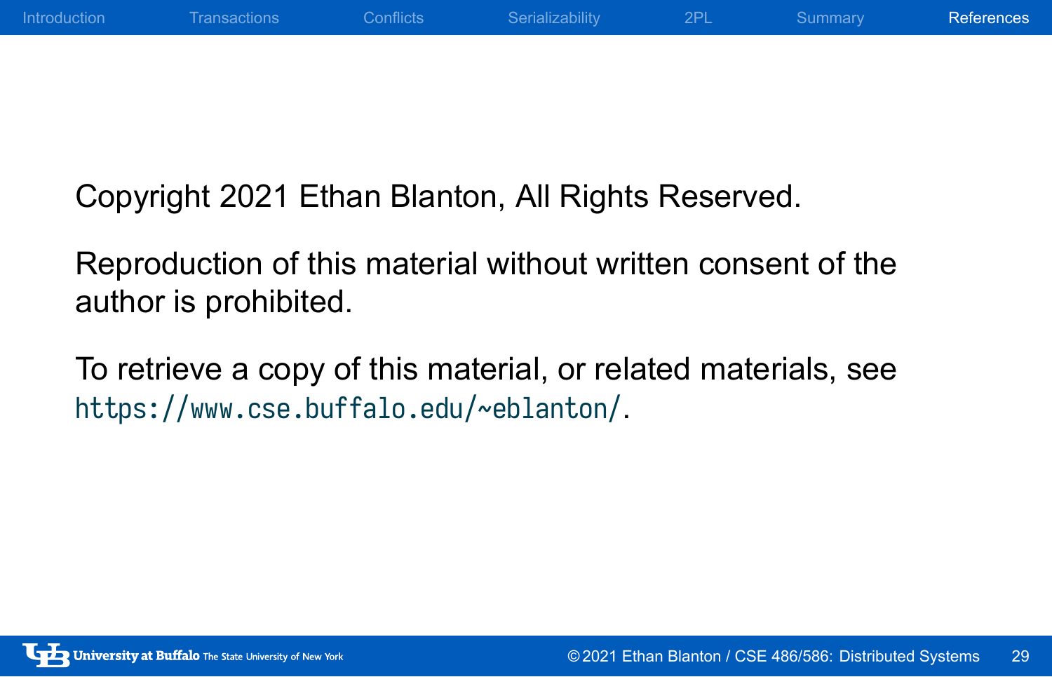Copyright 2021 Ethan Blanton, All Rights Reserved.

Reproduction of this material without written consent of the author is prohibited.

To retrieve a copy of this material, or related materials, see https://www.cse.buffalo.edu/~eblanton/.